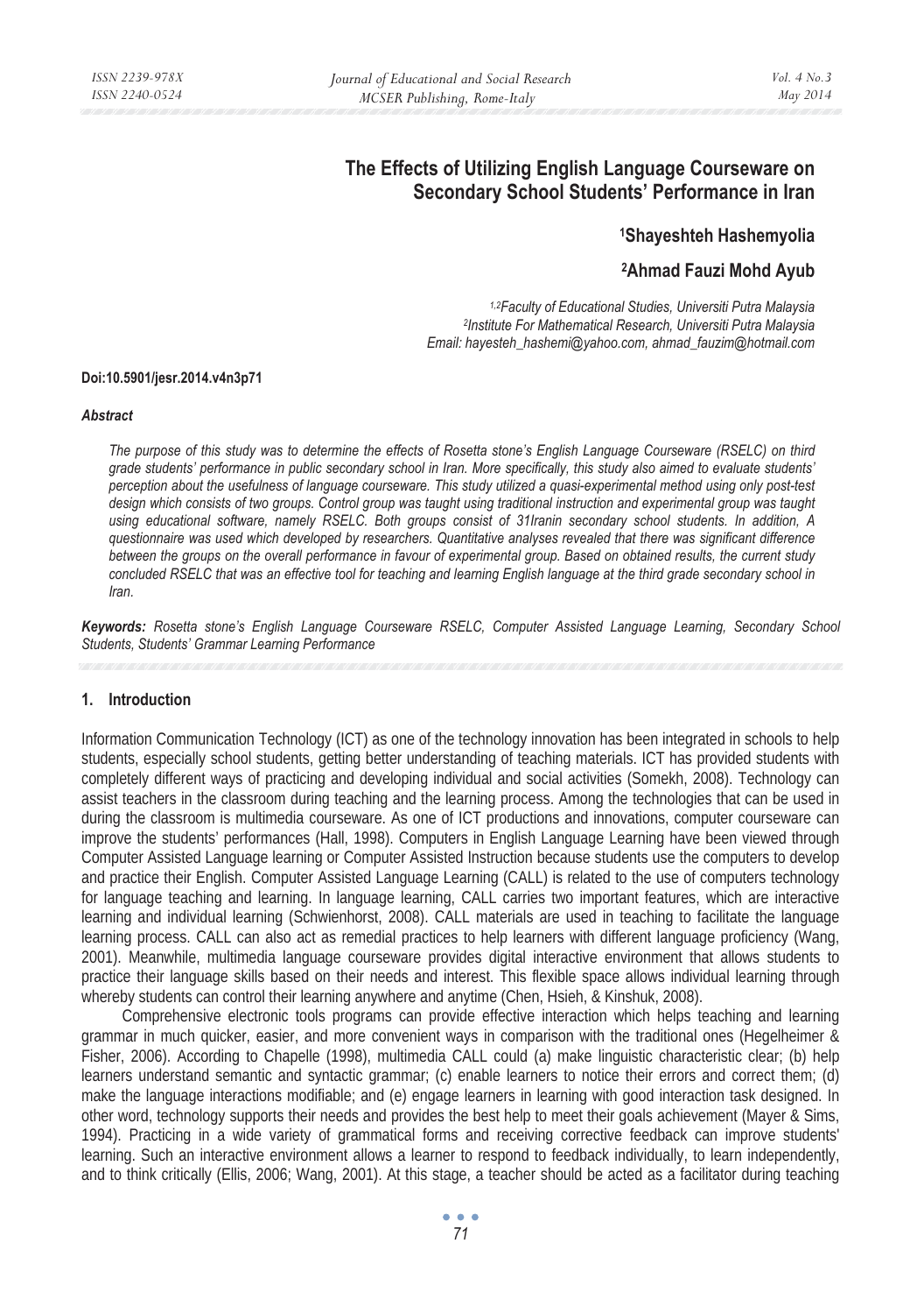# The Effects of Utilizing English Language Courseware on Secondary School Students' Performance in Iran

**[1]Shayeshteh Hashemyolia**

**[2]Ahmad Fauzi Mohd Ayub**

*[1,2]Faculty of Educational Studies, Universiti Putra Malaysia*
*[2]Institute For Mathematical Research, Universiti Putra Malaysia*
*Email: hayesteh_hashemi@yahoo.com, ahmad_fauzim@hotmail.com*

**Doi:10.5901/jesr.2014.v4n3p71**

***Abstract***

*The purpose of this study was to determine the effects of Rosetta stone's English Language Courseware (RSELC) on third grade students' performance in public secondary school in Iran. More specifically, this study also aimed to evaluate students' perception about the usefulness of language courseware. This study utilized a quasi-experimental method using only post-test design which consists of two groups. Control group was taught using traditional instruction and experimental group was taught using educational software, namely RSELC. Both groups consist of 31Iranin secondary school students. In addition, A questionnaire was used which developed by researchers. Quantitative analyses revealed that there was significant difference between the groups on the overall performance in favour of experimental group. Based on obtained results, the current study concluded RSELC that was an effective tool for teaching and learning English language at the third grade secondary school in Iran.*

***Keywords:*** *Rosetta stone's English Language Courseware RSELC, Computer Assisted Language Learning, Secondary School Students, Students' Grammar Learning Performance*

## 1. Introduction

Information Communication Technology (ICT) as one of the technology innovation has been integrated in schools to help students, especially school students, getting better understanding of teaching materials. ICT has provided students with completely different ways of practicing and developing individual and social activities (Somekh, 2008). Technology can assist teachers in the classroom during teaching and the learning process. Among the technologies that can be used in during the classroom is multimedia courseware. As one of ICT productions and innovations, computer courseware can improve the students' performances (Hall, 1998). Computers in English Language Learning have been viewed through Computer Assisted Language learning or Computer Assisted Instruction because students use the computers to develop and practice their English. Computer Assisted Language Learning (CALL) is related to the use of computers technology for language teaching and learning. In language learning, CALL carries two important features, which are interactive learning and individual learning (Schwienhorst, 2008). CALL materials are used in teaching to facilitate the language learning process. CALL can also act as remedial practices to help learners with different language proficiency (Wang, 2001). Meanwhile, multimedia language courseware provides digital interactive environment that allows students to practice their language skills based on their needs and interest. This flexible space allows individual learning through whereby students can control their learning anywhere and anytime (Chen, Hsieh, & Kinshuk, 2008).

Comprehensive electronic tools programs can provide effective interaction which helps teaching and learning grammar in much quicker, easier, and more convenient ways in comparison with the traditional ones (Hegelheimer & Fisher, 2006). According to Chapelle (1998), multimedia CALL could (a) make linguistic characteristic clear; (b) help learners understand semantic and syntactic grammar; (c) enable learners to notice their errors and correct them; (d) make the language interactions modifiable; and (e) engage learners in learning with good interaction task designed. In other word, technology supports their needs and provides the best help to meet their goals achievement (Mayer & Sims, 1994). Practicing in a wide variety of grammatical forms and receiving corrective feedback can improve students' learning. Such an interactive environment allows a learner to respond to feedback individually, to learn independently, and to think critically (Ellis, 2006; Wang, 2001). At this stage, a teacher should be acted as a facilitator during teaching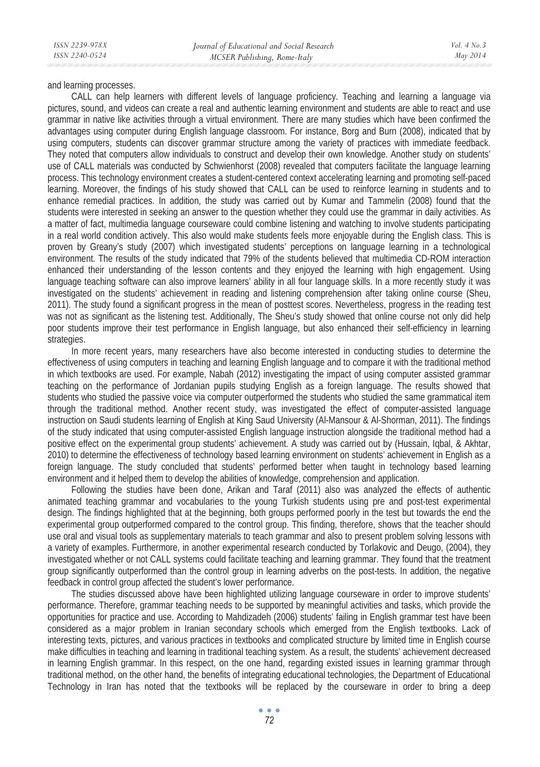and learning processes.

CALL can help learners with different levels of language proficiency. Teaching and learning a language via pictures, sound, and videos can create a real and authentic learning environment and students are able to react and use grammar in native like activities through a virtual environment. There are many studies which have been confirmed the advantages using computer during English language classroom. For instance, Borg and Burn (2008), indicated that by using computers, students can discover grammar structure among the variety of practices with immediate feedback. They noted that computers allow individuals to construct and develop their own knowledge. Another study on students' use of CALL materials was conducted by Schwienhorst (2008) revealed that computers facilitate the language learning process. This technology environment creates a student-centered context accelerating learning and promoting self-paced learning. Moreover, the findings of his study showed that CALL can be used to reinforce learning in students and to enhance remedial practices. In addition, the study was carried out by Kumar and Tammelin (2008) found that the students were interested in seeking an answer to the question whether they could use the grammar in daily activities. As a matter of fact, multimedia language courseware could combine listening and watching to involve students participating in a real world condition actively. This also would make students feels more enjoyable during the English class. This is proven by Greany's study (2007) which investigated students' perceptions on language learning in a technological environment. The results of the study indicated that 79% of the students believed that multimedia CD-ROM interaction enhanced their understanding of the lesson contents and they enjoyed the learning with high engagement. Using language teaching software can also improve learners' ability in all four language skills. In a more recently study it was investigated on the students' achievement in reading and listening comprehension after taking online course (Sheu, 2011). The study found a significant progress in the mean of posttest scores. Nevertheless, progress in the reading test was not as significant as the listening test. Additionally, The Sheu's study showed that online course not only did help poor students improve their test performance in English language, but also enhanced their self-efficiency in learning strategies.

In more recent years, many researchers have also become interested in conducting studies to determine the effectiveness of using computers in teaching and learning English language and to compare it with the traditional method in which textbooks are used. For example, Nabah (2012) investigating the impact of using computer assisted grammar teaching on the performance of Jordanian pupils studying English as a foreign language. The results showed that students who studied the passive voice via computer outperformed the students who studied the same grammatical item through the traditional method. Another recent study, was investigated the effect of computer-assisted language instruction on Saudi students learning of English at King Saud University (Al-Mansour & Al-Shorman, 2011). The findings of the study indicated that using computer-assisted English language instruction alongside the traditional method had a positive effect on the experimental group students' achievement. A study was carried out by (Hussain, Iqbal, & Akhtar, 2010) to determine the effectiveness of technology based learning environment on students' achievement in English as a foreign language. The study concluded that students' performed better when taught in technology based learning environment and it helped them to develop the abilities of knowledge, comprehension and application.

Following the studies have been done, Arikan and Taraf (2011) also was analyzed the effects of authentic animated teaching grammar and vocabularies to the young Turkish students using pre and post-test experimental design. The findings highlighted that at the beginning, both groups performed poorly in the test but towards the end the experimental group outperformed compared to the control group. This finding, therefore, shows that the teacher should use oral and visual tools as supplementary materials to teach grammar and also to present problem solving lessons with a variety of examples. Furthermore, in another experimental research conducted by Torlakovic and Deugo, (2004), they investigated whether or not CALL systems could facilitate teaching and learning grammar. They found that the treatment group significantly outperformed than the control group in learning adverbs on the post-tests. In addition, the negative feedback in control group affected the student's lower performance.

The studies discussed above have been highlighted utilizing language courseware in order to improve students' performance. Therefore, grammar teaching needs to be supported by meaningful activities and tasks, which provide the opportunities for practice and use. According to Mahdizadeh (2006) students' failing in English grammar test have been considered as a major problem in Iranian secondary schools which emerged from the English textbooks. Lack of interesting texts, pictures, and various practices in textbooks and complicated structure by limited time in English course make difficulties in teaching and learning in traditional teaching system. As a result, the students' achievement decreased in learning English grammar. In this respect, on the one hand, regarding existed issues in learning grammar through traditional method, on the other hand, the benefits of integrating educational technologies, the Department of Educational Technology in Iran has noted that the textbooks will be replaced by the courseware in order to bring a deep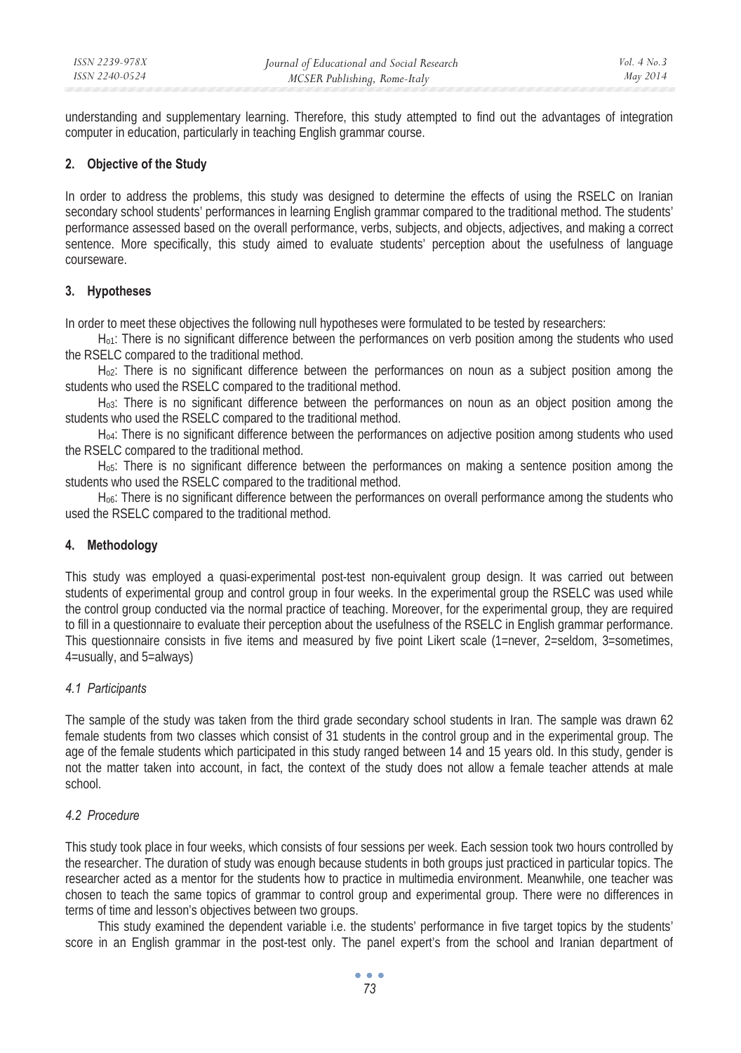understanding and supplementary learning. Therefore, this study attempted to find out the advantages of integration computer in education, particularly in teaching English grammar course.

## 2. Objective of the Study

In order to address the problems, this study was designed to determine the effects of using the RSELC on Iranian secondary school students' performances in learning English grammar compared to the traditional method. The students' performance assessed based on the overall performance, verbs, subjects, and objects, adjectives, and making a correct sentence. More specifically, this study aimed to evaluate students' perception about the usefulness of language courseware.

## 3. Hypotheses

In order to meet these objectives the following null hypotheses were formulated to be tested by researchers:

$H_{o1}$: There is no significant difference between the performances on verb position among the students who used the RSELC compared to the traditional method.

$H_{o2}$: There is no significant difference between the performances on noun as a subject position among the students who used the RSELC compared to the traditional method.

$H_{o3}$: There is no significant difference between the performances on noun as an object position among the students who used the RSELC compared to the traditional method.

$H_{o4}$: There is no significant difference between the performances on adjective position among students who used the RSELC compared to the traditional method.

$H_{o5}$: There is no significant difference between the performances on making a sentence position among the students who used the RSELC compared to the traditional method.

$H_{o6}$: There is no significant difference between the performances on overall performance among the students who used the RSELC compared to the traditional method.

## 4. Methodology

This study was employed a quasi-experimental post-test non-equivalent group design. It was carried out between students of experimental group and control group in four weeks. In the experimental group the RSELC was used while the control group conducted via the normal practice of teaching. Moreover, for the experimental group, they are required to fill in a questionnaire to evaluate their perception about the usefulness of the RSELC in English grammar performance. This questionnaire consists in five items and measured by five point Likert scale (1=never, 2=seldom, 3=sometimes, 4=usually, and 5=always)

### *4.1 Participants*

The sample of the study was taken from the third grade secondary school students in Iran. The sample was drawn 62 female students from two classes which consist of 31 students in the control group and in the experimental group. The age of the female students which participated in this study ranged between 14 and 15 years old. In this study, gender is not the matter taken into account, in fact, the context of the study does not allow a female teacher attends at male school.

### *4.2 Procedure*

This study took place in four weeks, which consists of four sessions per week. Each session took two hours controlled by the researcher. The duration of study was enough because students in both groups just practiced in particular topics. The researcher acted as a mentor for the students how to practice in multimedia environment. Meanwhile, one teacher was chosen to teach the same topics of grammar to control group and experimental group. There were no differences in terms of time and lesson's objectives between two groups.

This study examined the dependent variable i.e. the students' performance in five target topics by the students' score in an English grammar in the post-test only. The panel expert's from the school and Iranian department of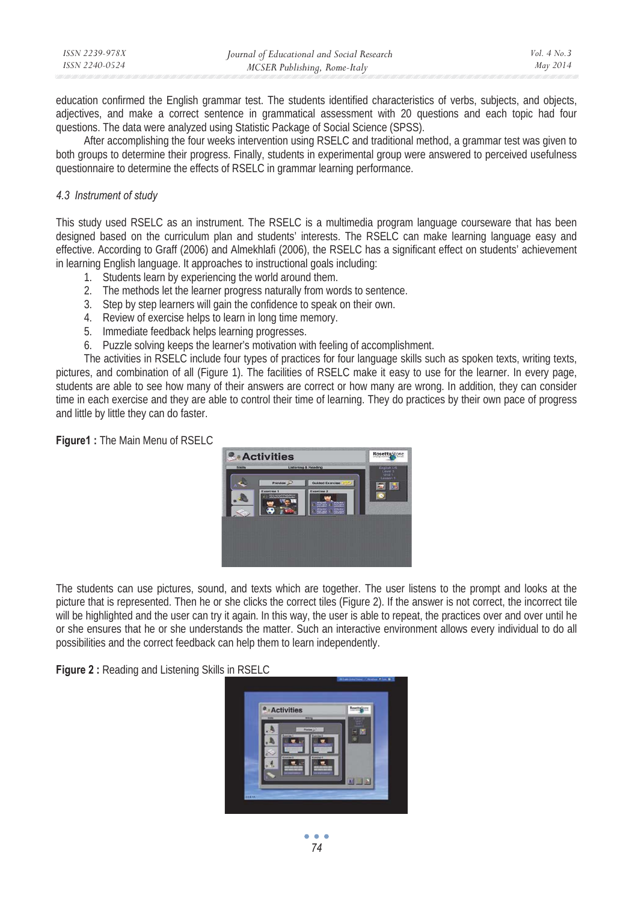education confirmed the English grammar test. The students identified characteristics of verbs, subjects, and objects, adjectives, and make a correct sentence in grammatical assessment with 20 questions and each topic had four questions. The data were analyzed using Statistic Package of Social Science (SPSS).

After accomplishing the four weeks intervention using RSELC and traditional method, a grammar test was given to both groups to determine their progress. Finally, students in experimental group were answered to perceived usefulness questionnaire to determine the effects of RSELC in grammar learning performance.

### *4.3 Instrument of study*

This study used RSELC as an instrument. The RSELC is a multimedia program language courseware that has been designed based on the curriculum plan and students' interests. The RSELC can make learning language easy and effective. According to Graff (2006) and Almekhlafi (2006), the RSELC has a significant effect on students' achievement in learning English language. It approaches to instructional goals including:

1. Students learn by experiencing the world around them.
2. The methods let the learner progress naturally from words to sentence.
3. Step by step learners will gain the confidence to speak on their own.
4. Review of exercise helps to learn in long time memory.
5. Immediate feedback helps learning progresses.
6. Puzzle solving keeps the learner's motivation with feeling of accomplishment.

The activities in RSELC include four types of practices for four language skills such as spoken texts, writing texts, pictures, and combination of all (Figure 1). The facilities of RSELC make it easy to use for the learner. In every page, students are able to see how many of their answers are correct or how many are wrong. In addition, they can consider time in each exercise and they are able to control their time of learning. They do practices by their own pace of progress and little by little they can do faster.

**Figure1 :** The Main Menu of RSELC

The students can use pictures, sound, and texts which are together. The user listens to the prompt and looks at the picture that is represented. Then he or she clicks the correct tiles (Figure 2). If the answer is not correct, the incorrect tile will be highlighted and the user can try it again. In this way, the user is able to repeat, the practices over and over until he or she ensures that he or she understands the matter. Such an interactive environment allows every individual to do all possibilities and the correct feedback can help them to learn independently.

**Figure 2 :** Reading and Listening Skills in RSELC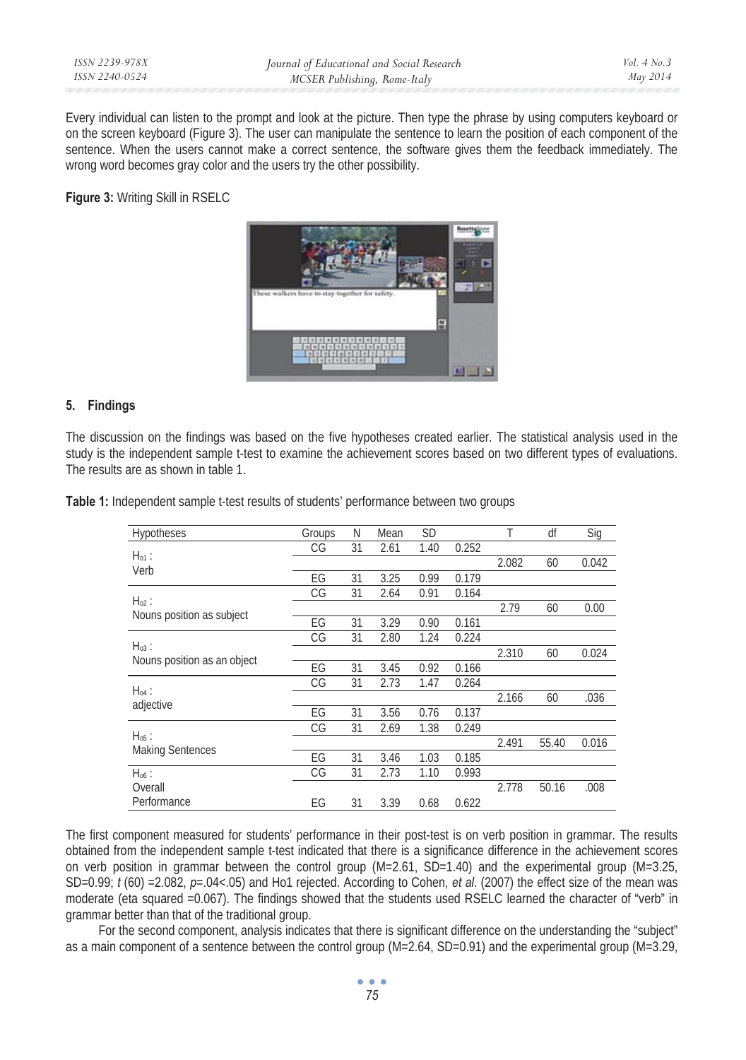Every individual can listen to the prompt and look at the picture. Then type the phrase by using computers keyboard or on the screen keyboard (Figure 3). The user can manipulate the sentence to learn the position of each component of the sentence. When the users cannot make a correct sentence, the software gives them the feedback immediately. The wrong word becomes gray color and the users try the other possibility.

**Figure 3:** Writing Skill in RSELC

## 5. Findings

The discussion on the findings was based on the five hypotheses created earlier. The statistical analysis used in the study is the independent sample t-test to examine the achievement scores based on two different types of evaluations. The results are as shown in table 1.

**Table 1:** Independent sample t-test results of students' performance between two groups

| Hypotheses | Groups | N | Mean | SD | | T | df | Sig |
|---|---|---|---|---|---|---|---|---|
| $H_{o1}$ : Verb | CG | 31 | 2.61 | 1.40 | 0.252 | 2.082 | 60 | 0.042 |
| | EG | 31 | 3.25 | 0.99 | 0.179 | | | |
| $H_{o2}$ : Nouns position as subject | CG | 31 | 2.64 | 0.91 | 0.164 | 2.79 | 60 | 0.00 |
| | EG | 31 | 3.29 | 0.90 | 0.161 | | | |
| $H_{o3}$ : Nouns position as an object | CG | 31 | 2.80 | 1.24 | 0.224 | 2.310 | 60 | 0.024 |
| | EG | 31 | 3.45 | 0.92 | 0.166 | | | |
| $H_{o4}$ : adjective | CG | 31 | 2.73 | 1.47 | 0.264 | 2.166 | 60 | .036 |
| | EG | 31 | 3.56 | 0.76 | 0.137 | | | |
| $H_{o5}$ : Making Sentences | CG | 31 | 2.69 | 1.38 | 0.249 | 2.491 | 55.40 | 0.016 |
| | EG | 31 | 3.46 | 1.03 | 0.185 | | | |
| $H_{o6}$ : Overall Performance | CG | 31 | 2.73 | 1.10 | 0.993 | 2.778 | 50.16 | .008 |
| | EG | 31 | 3.39 | 0.68 | 0.622 | | | |

The first component measured for students' performance in their post-test is on verb position in grammar. The results obtained from the independent sample t-test indicated that there is a significance difference in the achievement scores on verb position in grammar between the control group (M=2.61, SD=1.40) and the experimental group (M=3.25, SD=0.99; $t$ (60) =2.082, $p$=.04<.05) and Ho1 rejected. According to Cohen, *et al*. (2007) the effect size of the mean was moderate (eta squared =0.067). The findings showed that the students used RSELC learned the character of "verb" in grammar better than that of the traditional group.

For the second component, analysis indicates that there is significant difference on the understanding the "subject" as a main component of a sentence between the control group (M=2.64, SD=0.91) and the experimental group (M=3.29,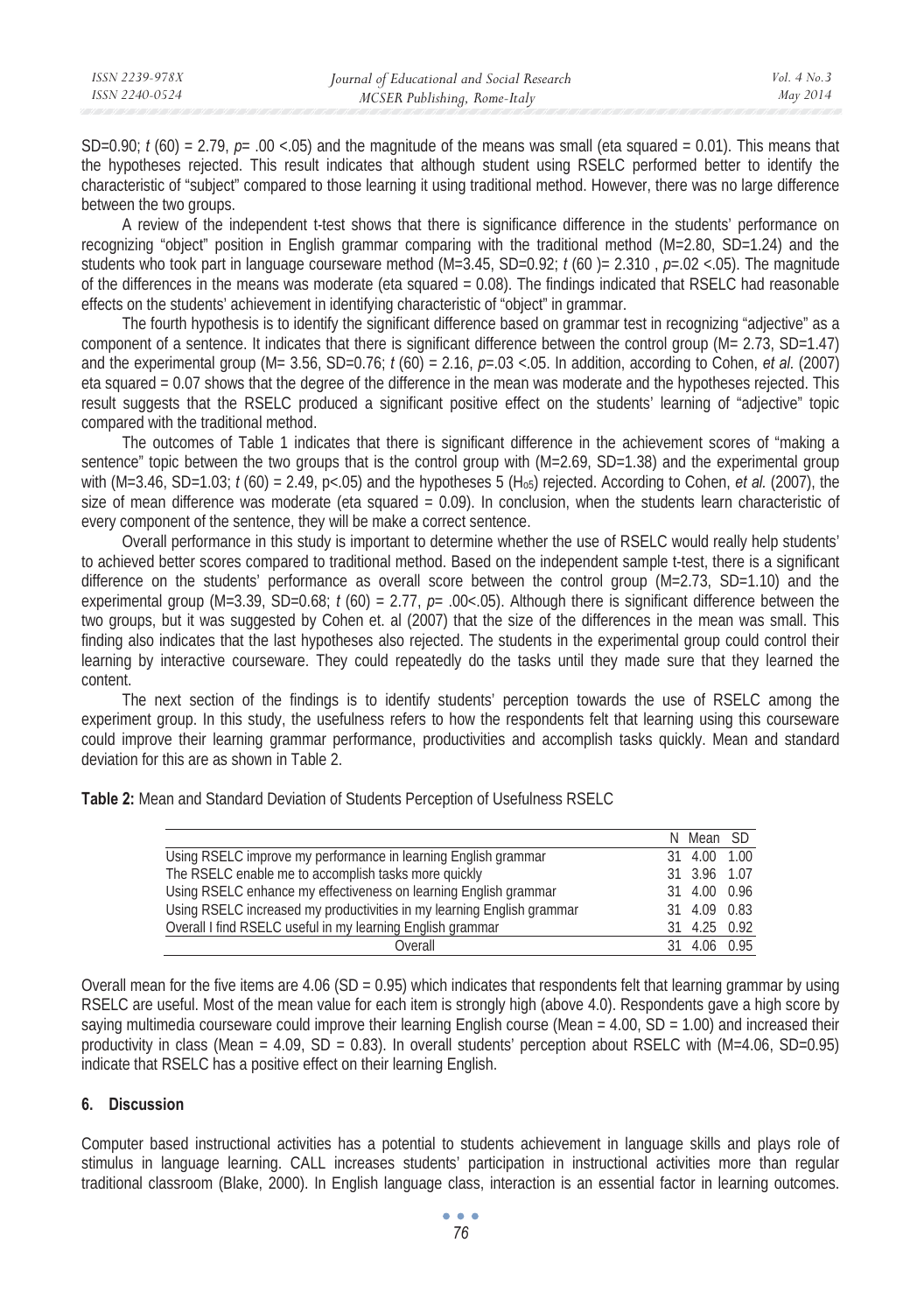SD=0.90; $t$ (60) = 2.79, $p$= .00 <.05) and the magnitude of the means was small (eta squared = 0.01). This means that the hypotheses rejected. This result indicates that although student using RSELC performed better to identify the characteristic of "subject" compared to those learning it using traditional method. However, there was no large difference between the two groups.

A review of the independent t-test shows that there is significance difference in the students' performance on recognizing "object" position in English grammar comparing with the traditional method (M=2.80, SD=1.24) and the students who took part in language courseware method (M=3.45, SD=0.92; $t$ (60 )= 2.310 , $p$=.02 <.05). The magnitude of the differences in the means was moderate (eta squared = 0.08). The findings indicated that RSELC had reasonable effects on the students' achievement in identifying characteristic of "object" in grammar.

The fourth hypothesis is to identify the significant difference based on grammar test in recognizing "adjective" as a component of a sentence. It indicates that there is significant difference between the control group (M= 2.73, SD=1.47) and the experimental group (M= 3.56, SD=0.76; $t$ (60) = 2.16, $p$=.03 <.05. In addition, according to Cohen, *et al.* (2007) eta squared = 0.07 shows that the degree of the difference in the mean was moderate and the hypotheses rejected. This result suggests that the RSELC produced a significant positive effect on the students' learning of "adjective" topic compared with the traditional method.

The outcomes of Table 1 indicates that there is significant difference in the achievement scores of "making a sentence" topic between the two groups that is the control group with (M=2.69, SD=1.38) and the experimental group with (M=3.46, SD=1.03; $t$ (60) = 2.49, p<.05) and the hypotheses 5 ($H_{o5}$) rejected. According to Cohen, *et al.* (2007), the size of mean difference was moderate (eta squared = 0.09). In conclusion, when the students learn characteristic of every component of the sentence, they will be make a correct sentence.

Overall performance in this study is important to determine whether the use of RSELC would really help students' to achieved better scores compared to traditional method. Based on the independent sample t-test, there is a significant difference on the students' performance as overall score between the control group (M=2.73, SD=1.10) and the experimental group (M=3.39, SD=0.68; $t$ (60) = 2.77, $p$= .00<.05). Although there is significant difference between the two groups, but it was suggested by Cohen et. al (2007) that the size of the differences in the mean was small. This finding also indicates that the last hypotheses also rejected. The students in the experimental group could control their learning by interactive courseware. They could repeatedly do the tasks until they made sure that they learned the content.

The next section of the findings is to identify students' perception towards the use of RSELC among the experiment group. In this study, the usefulness refers to how the respondents felt that learning using this courseware could improve their learning grammar performance, productivities and accomplish tasks quickly. Mean and standard deviation for this are as shown in Table 2.

**Table 2:** Mean and Standard Deviation of Students Perception of Usefulness RSELC

| | N | Mean | SD |
|---|---|---|---|
| Using RSELC improve my performance in learning English grammar | 31 | 4.00 | 1.00 |
| The RSELC enable me to accomplish tasks more quickly | 31 | 3.96 | 1.07 |
| Using RSELC enhance my effectiveness on learning English grammar | 31 | 4.00 | 0.96 |
| Using RSELC increased my productivities in my learning English grammar | 31 | 4.09 | 0.83 |
| Overall I find RSELC useful in my learning English grammar | 31 | 4.25 | 0.92 |
| Overall | 31 | 4.06 | 0.95 |

Overall mean for the five items are 4.06 (SD = 0.95) which indicates that respondents felt that learning grammar by using RSELC are useful. Most of the mean value for each item is strongly high (above 4.0). Respondents gave a high score by saying multimedia courseware could improve their learning English course (Mean = 4.00, SD = 1.00) and increased their productivity in class (Mean = 4.09, SD = 0.83). In overall students' perception about RSELC with (M=4.06, SD=0.95) indicate that RSELC has a positive effect on their learning English.

## 6. Discussion

Computer based instructional activities has a potential to students achievement in language skills and plays role of stimulus in language learning. CALL increases students' participation in instructional activities more than regular traditional classroom (Blake, 2000). In English language class, interaction is an essential factor in learning outcomes.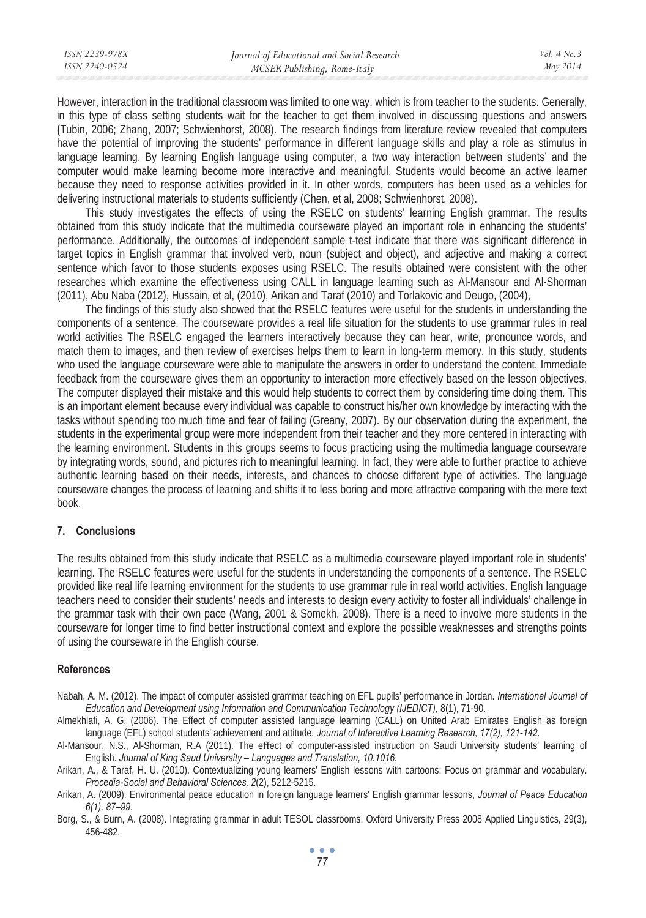However, interaction in the traditional classroom was limited to one way, which is from teacher to the students. Generally, in this type of class setting students wait for the teacher to get them involved in discussing questions and answers (Tubin, 2006; Zhang, 2007; Schwienhorst, 2008). The research findings from literature review revealed that computers have the potential of improving the students' performance in different language skills and play a role as stimulus in language learning. By learning English language using computer, a two way interaction between students' and the computer would make learning become more interactive and meaningful. Students would become an active learner because they need to response activities provided in it. In other words, computers has been used as a vehicles for delivering instructional materials to students sufficiently (Chen, et al, 2008; Schwienhorst, 2008).

This study investigates the effects of using the RSELC on students' learning English grammar. The results obtained from this study indicate that the multimedia courseware played an important role in enhancing the students' performance. Additionally, the outcomes of independent sample t-test indicate that there was significant difference in target topics in English grammar that involved verb, noun (subject and object), and adjective and making a correct sentence which favor to those students exposes using RSELC. The results obtained were consistent with the other researches which examine the effectiveness using CALL in language learning such as Al-Mansour and Al-Shorman (2011), Abu Naba (2012), Hussain, et al, (2010), Arikan and Taraf (2010) and Torlakovic and Deugo, (2004),

The findings of this study also showed that the RSELC features were useful for the students in understanding the components of a sentence. The courseware provides a real life situation for the students to use grammar rules in real world activities The RSELC engaged the learners interactively because they can hear, write, pronounce words, and match them to images, and then review of exercises helps them to learn in long-term memory. In this study, students who used the language courseware were able to manipulate the answers in order to understand the content. Immediate feedback from the courseware gives them an opportunity to interaction more effectively based on the lesson objectives. The computer displayed their mistake and this would help students to correct them by considering time doing them. This is an important element because every individual was capable to construct his/her own knowledge by interacting with the tasks without spending too much time and fear of failing (Greany, 2007). By our observation during the experiment, the students in the experimental group were more independent from their teacher and they more centered in interacting with the learning environment. Students in this groups seems to focus practicing using the multimedia language courseware by integrating words, sound, and pictures rich to meaningful learning. In fact, they were able to further practice to achieve authentic learning based on their needs, interests, and chances to choose different type of activities. The language courseware changes the process of learning and shifts it to less boring and more attractive comparing with the mere text book.

## 7. Conclusions

The results obtained from this study indicate that RSELC as a multimedia courseware played important role in students' learning. The RSELC features were useful for the students in understanding the components of a sentence. The RSELC provided like real life learning environment for the students to use grammar rule in real world activities. English language teachers need to consider their students' needs and interests to design every activity to foster all individuals' challenge in the grammar task with their own pace (Wang, 2001 & Somekh, 2008). There is a need to involve more students in the courseware for longer time to find better instructional context and explore the possible weaknesses and strengths points of using the courseware in the English course.

## References

Nabah, A. M. (2012). The impact of computer assisted grammar teaching on EFL pupils' performance in Jordan. *International Journal of Education and Development using Information and Communication Technology (IJEDICT)*, 8(1), 71-90.

Almekhlafi, A. G. (2006). The Effect of computer assisted language learning (CALL) on United Arab Emirates English as foreign language (EFL) school students' achievement and attitude. *Journal of Interactive Learning Research, 17(2), 121-142.*

Al-Mansour, N.S., Al-Shorman, R.A (2011). The effect of computer-assisted instruction on Saudi University students' learning of English. *Journal of King Saud University – Languages and Translation, 10.1016.*

Arikan, A., & Taraf, H. U. (2010). Contextualizing young learners' English lessons with cartoons: Focus on grammar and vocabulary. *Procedia-Social and Behavioral Sciences, 2*(2), 5212-5215.

Arikan, A. (2009). Environmental peace education in foreign language learners' English grammar lessons, *Journal of Peace Education 6(1), 87–99*.

Borg, S., & Burn, A. (2008). Integrating grammar in adult TESOL classrooms. Oxford University Press 2008 Applied Linguistics, 29(3), 456-482.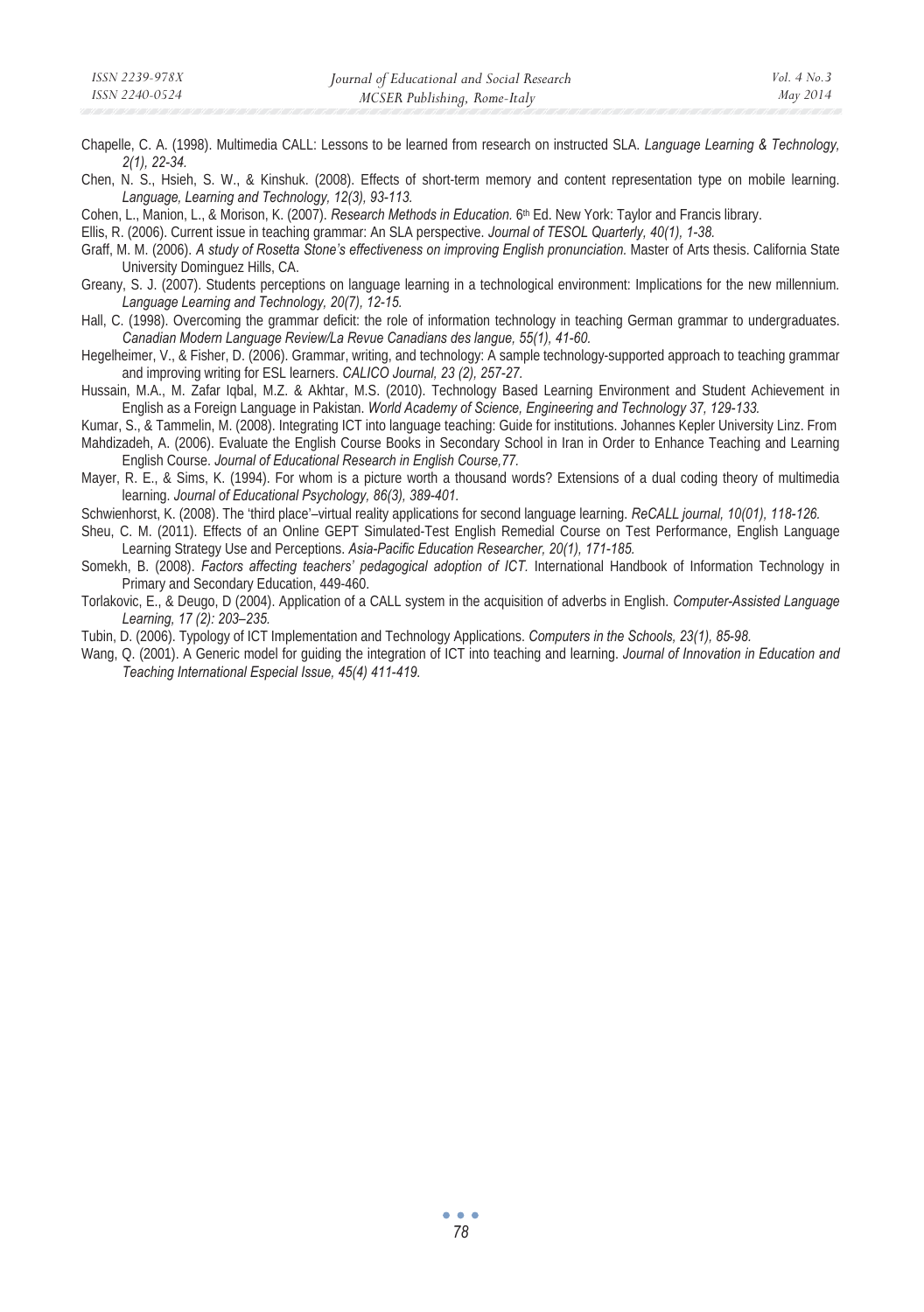Chapelle, C. A. (1998). Multimedia CALL: Lessons to be learned from research on instructed SLA. *Language Learning & Technology, 2(1), 22-34.*

Chen, N. S., Hsieh, S. W., & Kinshuk. (2008). Effects of short-term memory and content representation type on mobile learning. *Language, Learning and Technology, 12(3), 93-113.*

Cohen, L., Manion, L., & Morison, K. (2007). *Research Methods in Education.* 6th Ed. New York: Taylor and Francis library.

Ellis, R. (2006). Current issue in teaching grammar: An SLA perspective. *Journal of TESOL Quarterly, 40(1), 1-38.*

Graff, M. M. (2006). *A study of Rosetta Stone's effectiveness on improving English pronunciation.* Master of Arts thesis. California State University Dominguez Hills, CA.

Greany, S. J. (2007). Students perceptions on language learning in a technological environment: Implications for the new millennium. *Language Learning and Technology, 20(7), 12-15.*

Hall, C. (1998). Overcoming the grammar deficit: the role of information technology in teaching German grammar to undergraduates. *Canadian Modern Language Review/La Revue Canadians des langue, 55(1), 41-60.*

Hegelheimer, V., & Fisher, D. (2006). Grammar, writing, and technology: A sample technology-supported approach to teaching grammar and improving writing for ESL learners. *CALICO Journal, 23 (2), 257-27.*

Hussain, M.A., M. Zafar Iqbal, M.Z. & Akhtar, M.S. (2010). Technology Based Learning Environment and Student Achievement in English as a Foreign Language in Pakistan. *World Academy of Science, Engineering and Technology 37, 129-133.*

Kumar, S., & Tammelin, M. (2008). Integrating ICT into language teaching: Guide for institutions. Johannes Kepler University Linz. From

Mahdizadeh, A. (2006). Evaluate the English Course Books in Secondary School in Iran in Order to Enhance Teaching and Learning English Course. *Journal of Educational Research in English Course,77.*

Mayer, R. E., & Sims, K. (1994). For whom is a picture worth a thousand words? Extensions of a dual coding theory of multimedia learning. *Journal of Educational Psychology, 86(3), 389-401.*

Schwienhorst, K. (2008). The 'third place'–virtual reality applications for second language learning. *ReCALL journal, 10(01), 118-126.*

Sheu, C. M. (2011). Effects of an Online GEPT Simulated-Test English Remedial Course on Test Performance, English Language Learning Strategy Use and Perceptions. *Asia-Pacific Education Researcher, 20(1), 171-185.*

Somekh, B. (2008). *Factors affecting teachers' pedagogical adoption of ICT.* International Handbook of Information Technology in Primary and Secondary Education, 449-460.

Torlakovic, E., & Deugo, D (2004). Application of a CALL system in the acquisition of adverbs in English. *Computer-Assisted Language Learning, 17 (2): 203–235.*

Tubin, D. (2006). Typology of ICT Implementation and Technology Applications. *Computers in the Schools, 23(1), 85-98.*

Wang, Q. (2001). A Generic model for guiding the integration of ICT into teaching and learning. *Journal of Innovation in Education and Teaching International Especial Issue, 45(4) 411-419.*